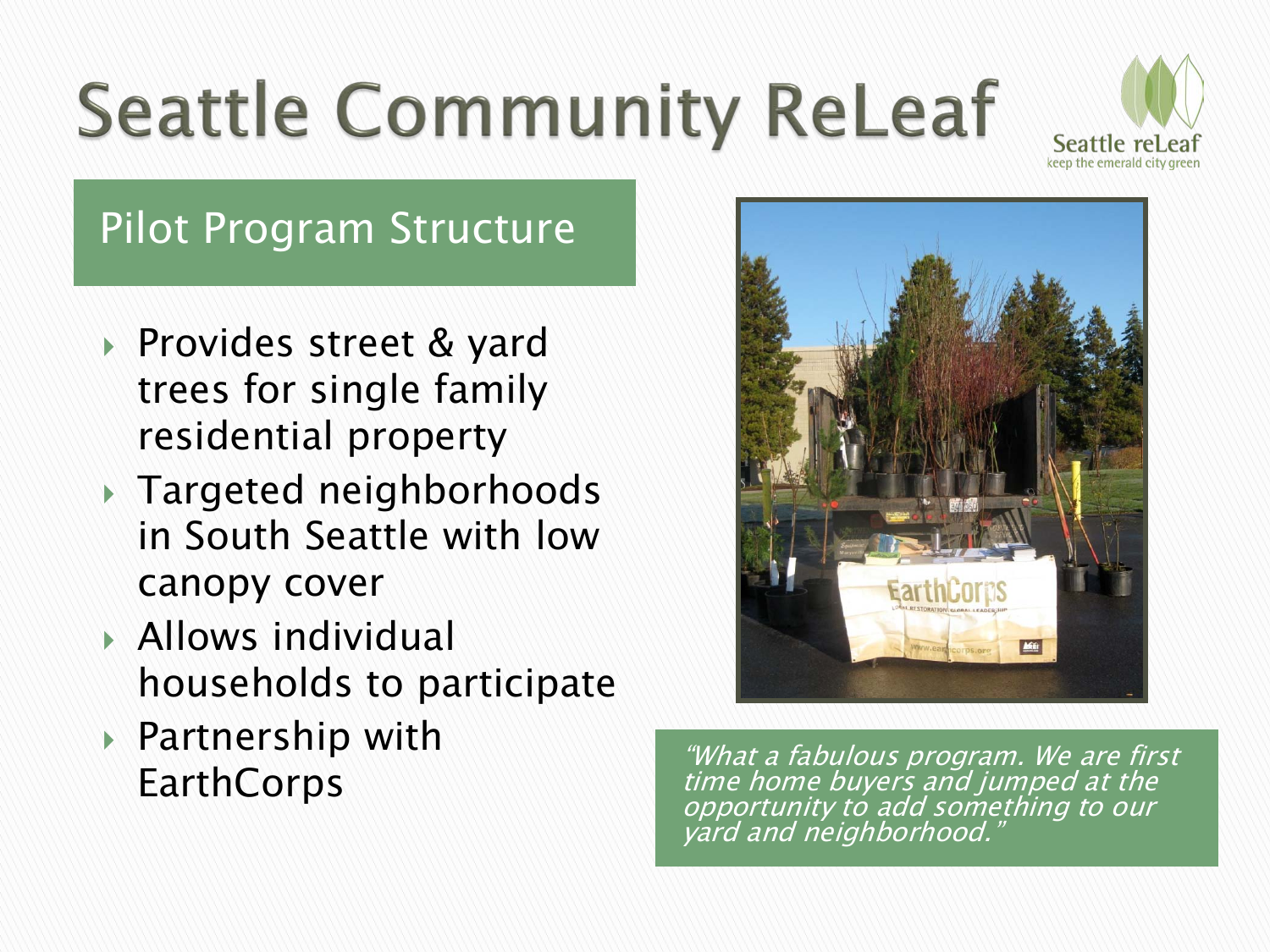# Seattle Community ReLeaf

Seattle reLeaf
keep the emerald city green

## Pilot Program Structure

- Provides street & yard trees for single family residential property
- Targeted neighborhoods in South Seattle with low canopy cover
- Allows individual households to participate
- Partnership with EarthCorps

*"What a fabulous program. We are first time home buyers and jumped at the opportunity to add something to our yard and neighborhood."*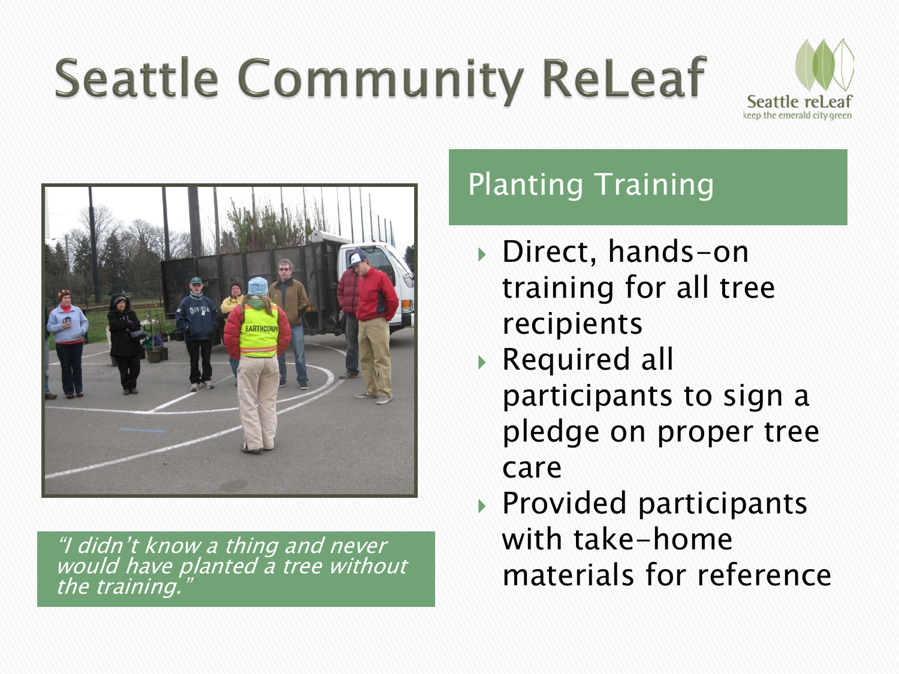# Seattle Community ReLeaf

Seattle reLeaf
keep the emerald city green

*"I didn't know a thing and never would have planted a tree without the training."*

## Planting Training

- Direct, hands-on training for all tree recipients
- Required all participants to sign a pledge on proper tree care
- Provided participants with take-home materials for reference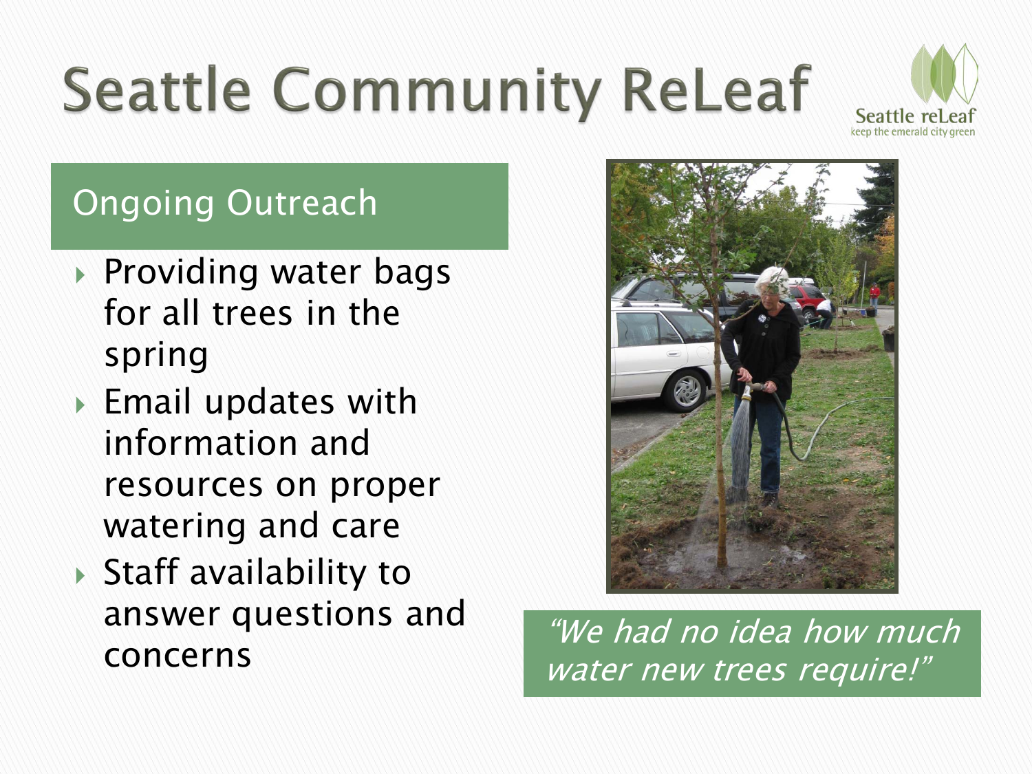# Seattle Community ReLeaf

Seattle reLeaf
keep the emerald city green

## Ongoing Outreach

- Providing water bags for all trees in the spring
- Email updates with information and resources on proper watering and care
- Staff availability to answer questions and concerns

*"We had no idea how much water new trees require!"*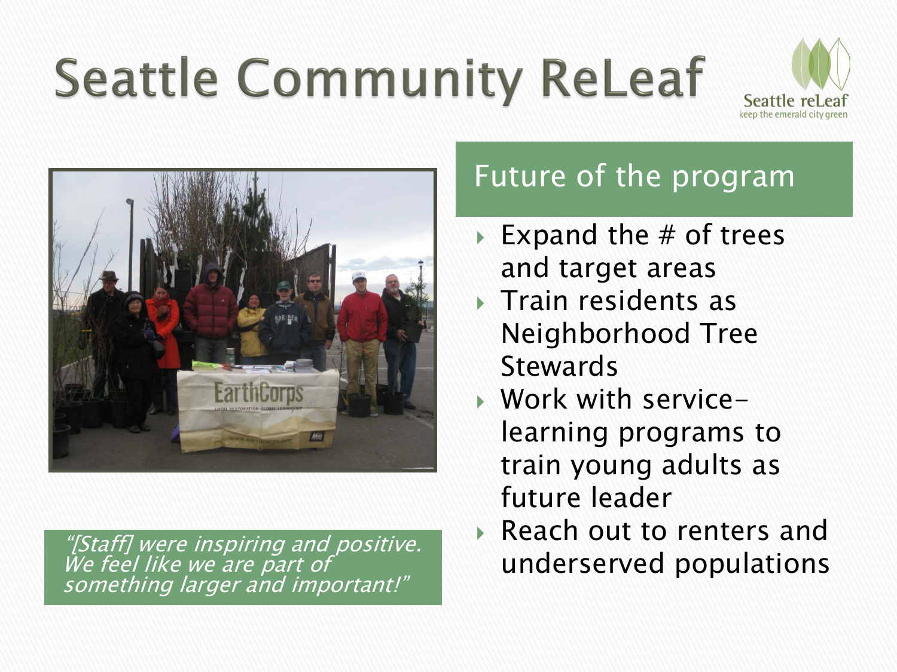# Seattle Community ReLeaf

Seattle reLeaf
keep the emerald city green

## Future of the program

- Expand the # of trees and target areas
- Train residents as Neighborhood Tree Stewards
- Work with service-learning programs to train young adults as future leader
- Reach out to renters and underserved populations

*"[Staff] were inspiring and positive. We feel like we are part of something larger and important!"*